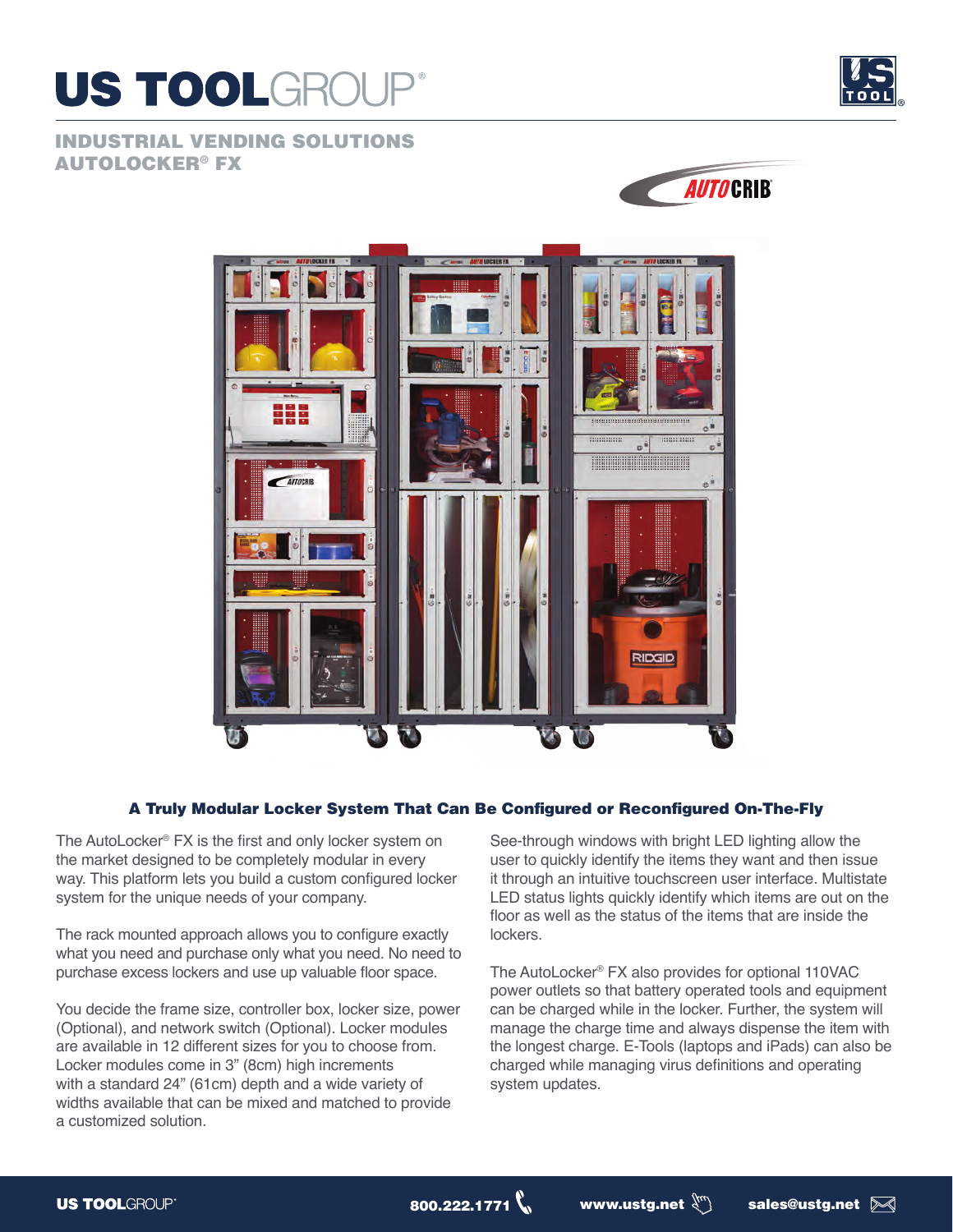# US TOOLGROUP®

## INDUSTRIAL VENDING SOLUTIONS
## AUTOLOCKER® FX

AUTOCRIB®

### A Truly Modular Locker System That Can Be Configured or Reconfigured On-The-Fly

The AutoLocker® FX is the first and only locker system on the market designed to be completely modular in every way. This platform lets you build a custom configured locker system for the unique needs of your company.

The rack mounted approach allows you to configure exactly what you need and purchase only what you need. No need to purchase excess lockers and use up valuable floor space.

You decide the frame size, controller box, locker size, power (Optional), and network switch (Optional). Locker modules are available in 12 different sizes for you to choose from. Locker modules come in 3" (8cm) high increments with a standard 24" (61cm) depth and a wide variety of widths available that can be mixed and matched to provide a customized solution.

See-through windows with bright LED lighting allow the user to quickly identify the items they want and then issue it through an intuitive touchscreen user interface. Multistate LED status lights quickly identify which items are out on the floor as well as the status of the items that are inside the lockers.

The AutoLocker® FX also provides for optional 110VAC power outlets so that battery operated tools and equipment can be charged while in the locker. Further, the system will manage the charge time and always dispense the item with the longest charge. E-Tools (laptops and iPads) can also be charged while managing virus definitions and operating system updates.

US TOOLGROUP® 800.222.1771 www.ustg.net sales@ustg.net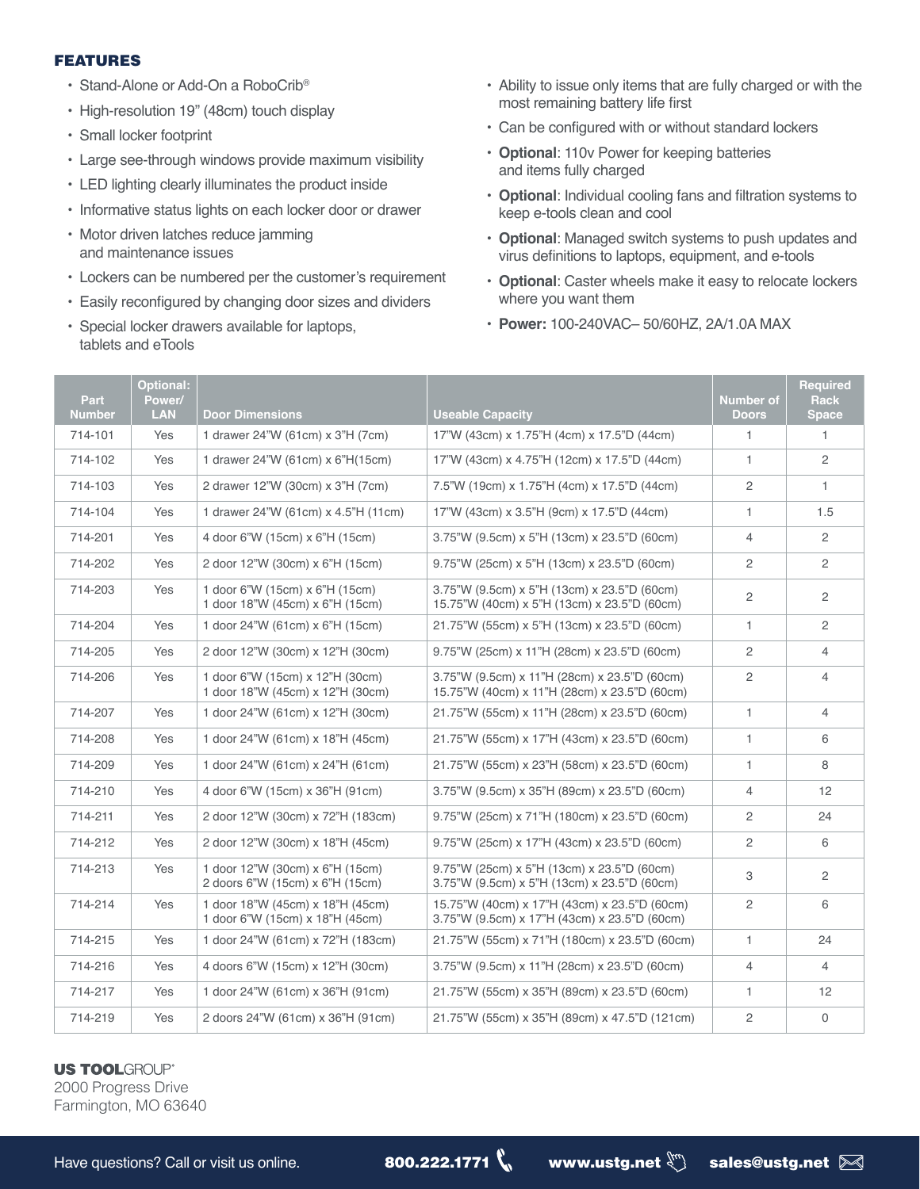## FEATURES

- Stand-Alone or Add-On a RoboCrib®
- High-resolution 19" (48cm) touch display
- Small locker footprint
- Large see-through windows provide maximum visibility
- LED lighting clearly illuminates the product inside
- Informative status lights on each locker door or drawer
- Motor driven latches reduce jamming and maintenance issues
- Lockers can be numbered per the customer's requirement
- Easily reconfigured by changing door sizes and dividers
- Special locker drawers available for laptops, tablets and eTools
- Ability to issue only items that are fully charged or with the most remaining battery life first
- Can be configured with or without standard lockers
- **Optional**: 110v Power for keeping batteries and items fully charged
- **Optional**: Individual cooling fans and filtration systems to keep e-tools clean and cool
- **Optional**: Managed switch systems to push updates and virus definitions to laptops, equipment, and e-tools
- **Optional**: Caster wheels make it easy to relocate lockers where you want them
- **Power:** 100-240VAC– 50/60HZ, 2A/1.0A MAX

| Part Number | Optional: Power/ LAN | Door Dimensions | Useable Capacity | Number of Doors | Required Rack Space |
|---|---|---|---|---|---|
| 714-101 | Yes | 1 drawer 24"W (61cm) x 3"H (7cm) | 17"W (43cm) x 1.75"H (4cm) x 17.5"D (44cm) | 1 | 1 |
| 714-102 | Yes | 1 drawer 24"W (61cm) x 6"H(15cm) | 17"W (43cm) x 4.75"H (12cm) x 17.5"D (44cm) | 1 | 2 |
| 714-103 | Yes | 2 drawer 12"W (30cm) x 3"H (7cm) | 7.5"W (19cm) x 1.75"H (4cm) x 17.5"D (44cm) | 2 | 1 |
| 714-104 | Yes | 1 drawer 24"W (61cm) x 4.5"H (11cm) | 17"W (43cm) x 3.5"H (9cm) x 17.5"D (44cm) | 1 | 1.5 |
| 714-201 | Yes | 4 door 6"W (15cm) x 6"H (15cm) | 3.75"W (9.5cm) x 5"H (13cm) x 23.5"D (60cm) | 4 | 2 |
| 714-202 | Yes | 2 door 12"W (30cm) x 6"H (15cm) | 9.75"W (25cm) x 5"H (13cm) x 23.5"D (60cm) | 2 | 2 |
| 714-203 | Yes | 1 door 6"W (15cm) x 6"H (15cm)<br>1 door 18"W (45cm) x 6"H (15cm) | 3.75"W (9.5cm) x 5"H (13cm) x 23.5"D (60cm)<br>15.75"W (40cm) x 5"H (13cm) x 23.5"D (60cm) | 2 | 2 |
| 714-204 | Yes | 1 door 24"W (61cm) x 6"H (15cm) | 21.75"W (55cm) x 5"H (13cm) x 23.5"D (60cm) | 1 | 2 |
| 714-205 | Yes | 2 door 12"W (30cm) x 12"H (30cm) | 9.75"W (25cm) x 11"H (28cm) x 23.5"D (60cm) | 2 | 4 |
| 714-206 | Yes | 1 door 6"W (15cm) x 12"H (30cm)<br>1 door 18"W (45cm) x 12"H (30cm) | 3.75"W (9.5cm) x 11"H (28cm) x 23.5"D (60cm)<br>15.75"W (40cm) x 11"H (28cm) x 23.5"D (60cm) | 2 | 4 |
| 714-207 | Yes | 1 door 24"W (61cm) x 12"H (30cm) | 21.75"W (55cm) x 11"H (28cm) x 23.5"D (60cm) | 1 | 4 |
| 714-208 | Yes | 1 door 24"W (61cm) x 18"H (45cm) | 21.75"W (55cm) x 17"H (43cm) x 23.5"D (60cm) | 1 | 6 |
| 714-209 | Yes | 1 door 24"W (61cm) x 24"H (61cm) | 21.75"W (55cm) x 23"H (58cm) x 23.5"D (60cm) | 1 | 8 |
| 714-210 | Yes | 4 door 6"W (15cm) x 36"H (91cm) | 3.75"W (9.5cm) x 35"H (89cm) x 23.5"D (60cm) | 4 | 12 |
| 714-211 | Yes | 2 door 12"W (30cm) x 72"H (183cm) | 9.75"W (25cm) x 71"H (180cm) x 23.5"D (60cm) | 2 | 24 |
| 714-212 | Yes | 2 door 12"W (30cm) x 18"H (45cm) | 9.75"W (25cm) x 17"H (43cm) x 23.5"D (60cm) | 2 | 6 |
| 714-213 | Yes | 1 door 12"W (30cm) x 6"H (15cm)<br>2 doors 6"W (15cm) x 6"H (15cm) | 9.75"W (25cm) x 5"H (13cm) x 23.5"D (60cm)<br>3.75"W (9.5cm) x 5"H (13cm) x 23.5"D (60cm) | 3 | 2 |
| 714-214 | Yes | 1 door 18"W (45cm) x 18"H (45cm)<br>1 door 6"W (15cm) x 18"H (45cm) | 15.75"W (40cm) x 17"H (43cm) x 23.5"D (60cm)<br>3.75"W (9.5cm) x 17"H (43cm) x 23.5"D (60cm) | 2 | 6 |
| 714-215 | Yes | 1 door 24"W (61cm) x 72"H (183cm) | 21.75"W (55cm) x 71"H (180cm) x 23.5"D (60cm) | 1 | 24 |
| 714-216 | Yes | 4 doors 6"W (15cm) x 12"H (30cm) | 3.75"W (9.5cm) x 11"H (28cm) x 23.5"D (60cm) | 4 | 4 |
| 714-217 | Yes | 1 door 24"W (61cm) x 36"H (91cm) | 21.75"W (55cm) x 35"H (89cm) x 23.5"D (60cm) | 1 | 12 |
| 714-219 | Yes | 2 doors 24"W (61cm) x 36"H (91cm) | 21.75"W (55cm) x 35"H (89cm) x 47.5"D (121cm) | 2 | 0 |

**US TOOL**GROUP®
2000 Progress Drive
Farmington, MO 63640

Have questions? Call or visit us online. **800.222.1771** **www.ustg.net** **sales@ustg.net**